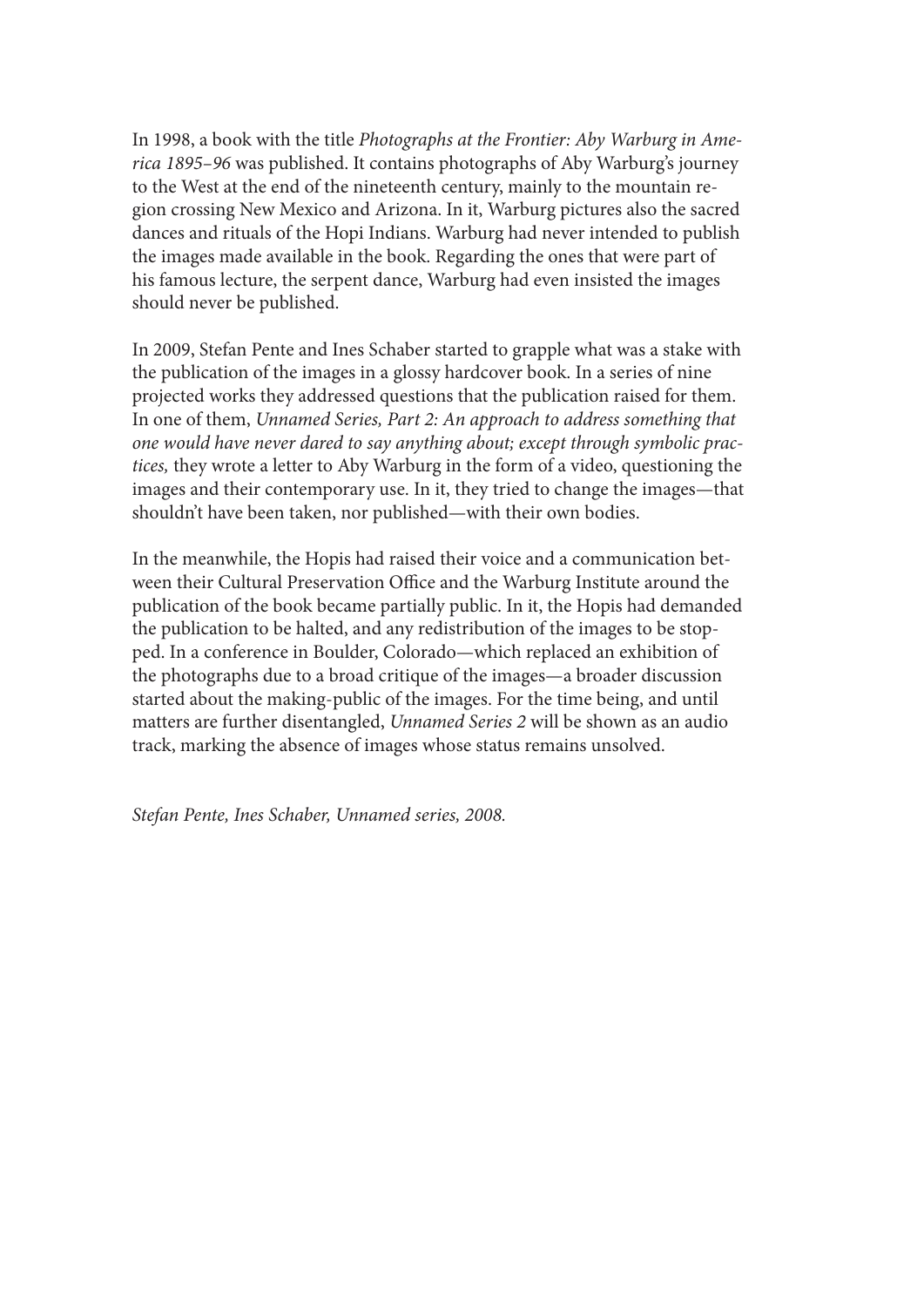In 1998, a book with the title *Photographs at the Frontier: Aby Warburg in America 1895–96* was published. It contains photographs of Aby Warburg's journey to the West at the end of the nineteenth century, mainly to the mountain region crossing New Mexico and Arizona. In it, Warburg pictures also the sacred dances and rituals of the Hopi Indians. Warburg had never intended to publish the images made available in the book. Regarding the ones that were part of his famous lecture, the serpent dance, Warburg had even insisted the images should never be published.

In 2009, Stefan Pente and Ines Schaber started to grapple what was a stake with the publication of the images in a glossy hardcover book. In a series of nine projected works they addressed questions that the publication raised for them. In one of them, *Unnamed Series, Part 2: An approach to address something that one would have never dared to say anything about; except through symbolic practices,* they wrote a letter to Aby Warburg in the form of a video, questioning the images and their contemporary use. In it, they tried to change the images—that shouldn't have been taken, nor published—with their own bodies.

In the meanwhile, the Hopis had raised their voice and a communication between their Cultural Preservation Office and the Warburg Institute around the publication of the book became partially public. In it, the Hopis had demanded the publication to be halted, and any redistribution of the images to be stopped. In a conference in Boulder, Colorado—which replaced an exhibition of the photographs due to a broad critique of the images—a broader discussion started about the making-public of the images. For the time being, and until matters are further disentangled, *Unnamed Series 2* will be shown as an audio track, marking the absence of images whose status remains unsolved.

*Stefan Pente, Ines Schaber, Unnamed series, 2008.*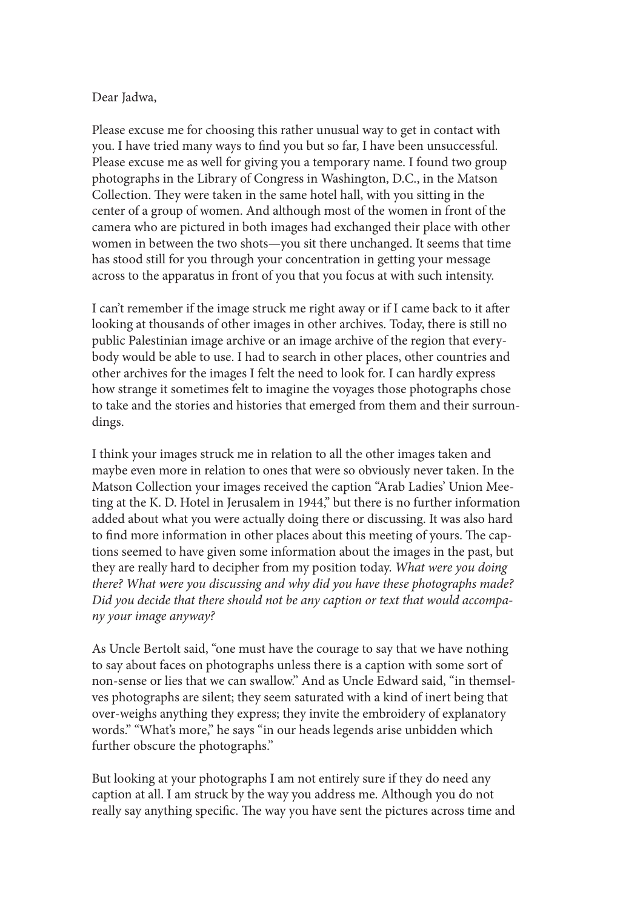Dear Jadwa,

Please excuse me for choosing this rather unusual way to get in contact with you. I have tried many ways to find you but so far, I have been unsuccessful. Please excuse me as well for giving you a temporary name. I found two group photographs in the Library of Congress in Washington, D.C., in the Matson Collection. They were taken in the same hotel hall, with you sitting in the center of a group of women. And although most of the women in front of the camera who are pictured in both images had exchanged their place with other women in between the two shots—you sit there unchanged. It seems that time has stood still for you through your concentration in getting your message across to the apparatus in front of you that you focus at with such intensity.

I can't remember if the image struck me right away or if I came back to it after looking at thousands of other images in other archives. Today, there is still no public Palestinian image archive or an image archive of the region that everybody would be able to use. I had to search in other places, other countries and other archives for the images I felt the need to look for. I can hardly express how strange it sometimes felt to imagine the voyages those photographs chose to take and the stories and histories that emerged from them and their surroundings.

I think your images struck me in relation to all the other images taken and maybe even more in relation to ones that were so obviously never taken. In the Matson Collection your images received the caption "Arab Ladies' Union Meeting at the K. D. Hotel in Jerusalem in 1944," but there is no further information added about what you were actually doing there or discussing. It was also hard to find more information in other places about this meeting of yours. The captions seemed to have given some information about the images in the past, but they are really hard to decipher from my position today. *What were you doing there? What were you discussing and why did you have these photographs made? Did you decide that there should not be any caption or text that would accompany your image anyway?*

As Uncle Bertolt said, "one must have the courage to say that we have nothing to say about faces on photographs unless there is a caption with some sort of non-sense or lies that we can swallow." And as Uncle Edward said, "in themselves photographs are silent; they seem saturated with a kind of inert being that over-weighs anything they express; they invite the embroidery of explanatory words." "What's more," he says "in our heads legends arise unbidden which further obscure the photographs."

But looking at your photographs I am not entirely sure if they do need any caption at all. I am struck by the way you address me. Although you do not really say anything specific. The way you have sent the pictures across time and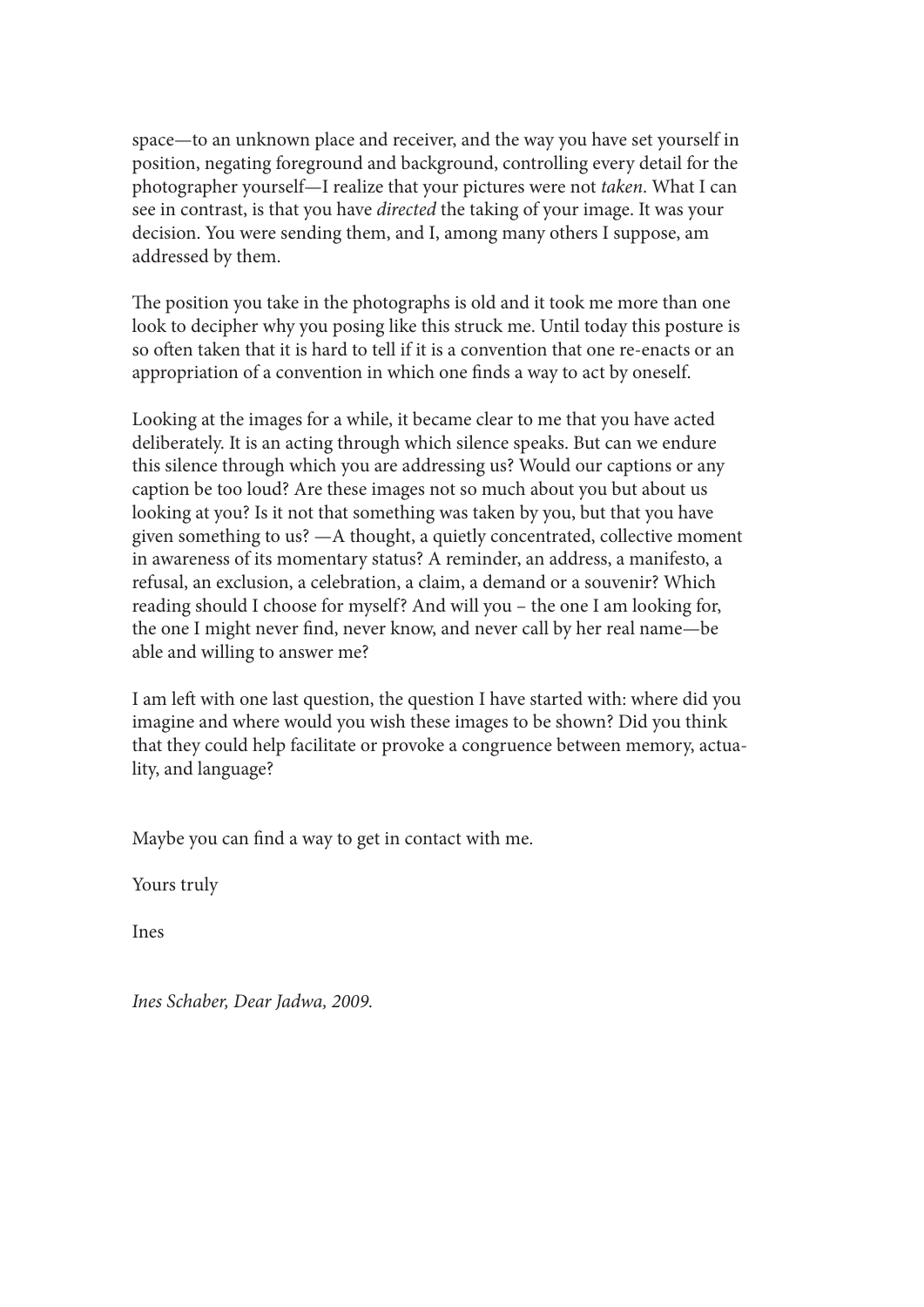space—to an unknown place and receiver, and the way you have set yourself in position, negating foreground and background, controlling every detail for the photographer yourself—I realize that your pictures were not *taken*. What I can see in contrast, is that you have *directed* the taking of your image. It was your decision. You were sending them, and I, among many others I suppose, am addressed by them.

The position you take in the photographs is old and it took me more than one look to decipher why you posing like this struck me. Until today this posture is so often taken that it is hard to tell if it is a convention that one re-enacts or an appropriation of a convention in which one finds a way to act by oneself.

Looking at the images for a while, it became clear to me that you have acted deliberately. It is an acting through which silence speaks. But can we endure this silence through which you are addressing us? Would our captions or any caption be too loud? Are these images not so much about you but about us looking at you? Is it not that something was taken by you, but that you have given something to us? —A thought, a quietly concentrated, collective moment in awareness of its momentary status? A reminder, an address, a manifesto, a refusal, an exclusion, a celebration, a claim, a demand or a souvenir? Which reading should I choose for myself? And will you – the one I am looking for, the one I might never find, never know, and never call by her real name—be able and willing to answer me?

I am left with one last question, the question I have started with: where did you imagine and where would you wish these images to be shown? Did you think that they could help facilitate or provoke a congruence between memory, actuality, and language?

Maybe you can find a way to get in contact with me.

Yours truly

Ines

*Ines Schaber, Dear Jadwa, 2009.*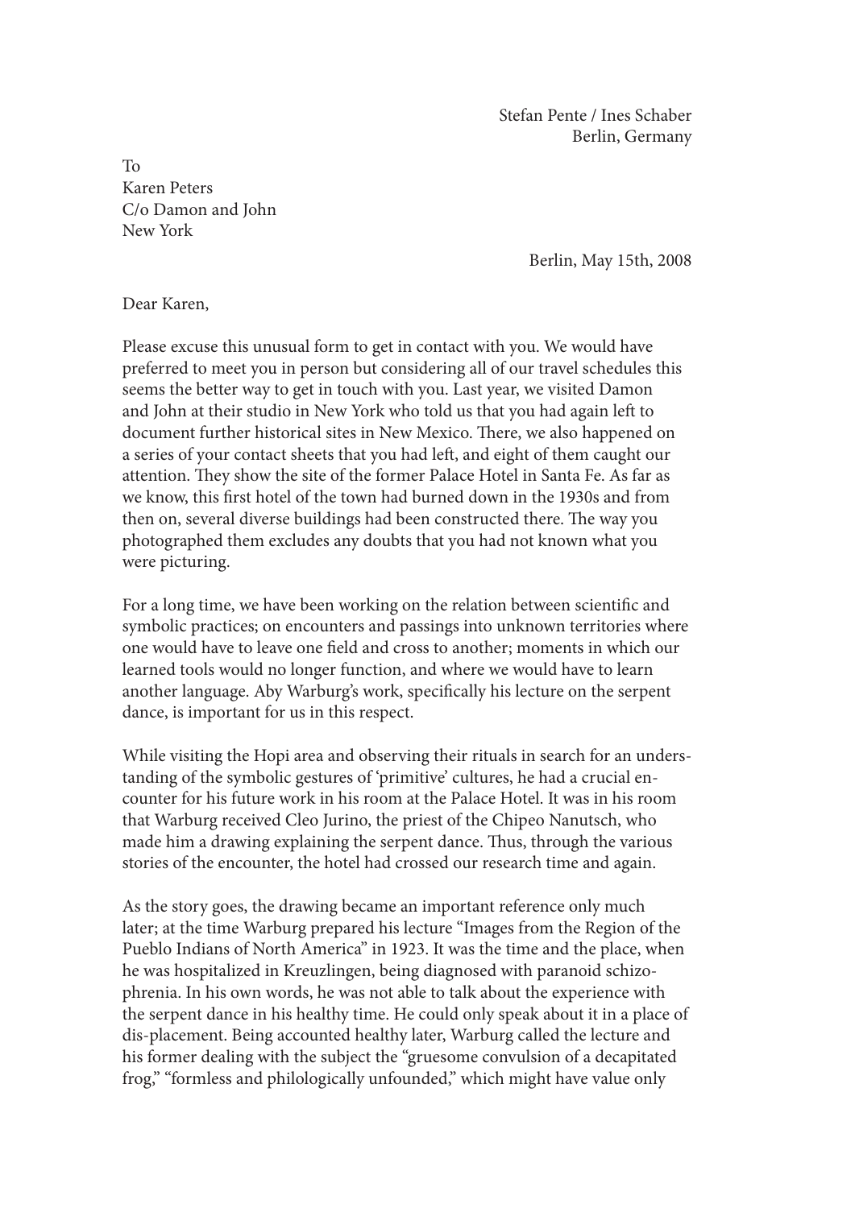Stefan Pente / Ines Schaber
Berlin, Germany

To
Karen Peters
C/o Damon and John
New York

Berlin, May 15th, 2008

Dear Karen,

Please excuse this unusual form to get in contact with you. We would have preferred to meet you in person but considering all of our travel schedules this seems the better way to get in touch with you. Last year, we visited Damon and John at their studio in New York who told us that you had again left to document further historical sites in New Mexico. There, we also happened on a series of your contact sheets that you had left, and eight of them caught our attention. They show the site of the former Palace Hotel in Santa Fe. As far as we know, this first hotel of the town had burned down in the 1930s and from then on, several diverse buildings had been constructed there. The way you photographed them excludes any doubts that you had not known what you were picturing.

For a long time, we have been working on the relation between scientific and symbolic practices; on encounters and passings into unknown territories where one would have to leave one field and cross to another; moments in which our learned tools would no longer function, and where we would have to learn another language. Aby Warburg's work, specifically his lecture on the serpent dance, is important for us in this respect.

While visiting the Hopi area and observing their rituals in search for an understanding of the symbolic gestures of 'primitive' cultures, he had a crucial encounter for his future work in his room at the Palace Hotel. It was in his room that Warburg received Cleo Jurino, the priest of the Chipeo Nanutsch, who made him a drawing explaining the serpent dance. Thus, through the various stories of the encounter, the hotel had crossed our research time and again.

As the story goes, the drawing became an important reference only much later; at the time Warburg prepared his lecture "Images from the Region of the Pueblo Indians of North America" in 1923. It was the time and the place, when he was hospitalized in Kreuzlingen, being diagnosed with paranoid schizophrenia. In his own words, he was not able to talk about the experience with the serpent dance in his healthy time. He could only speak about it in a place of dis-placement. Being accounted healthy later, Warburg called the lecture and his former dealing with the subject the "gruesome convulsion of a decapitated frog," "formless and philologically unfounded," which might have value only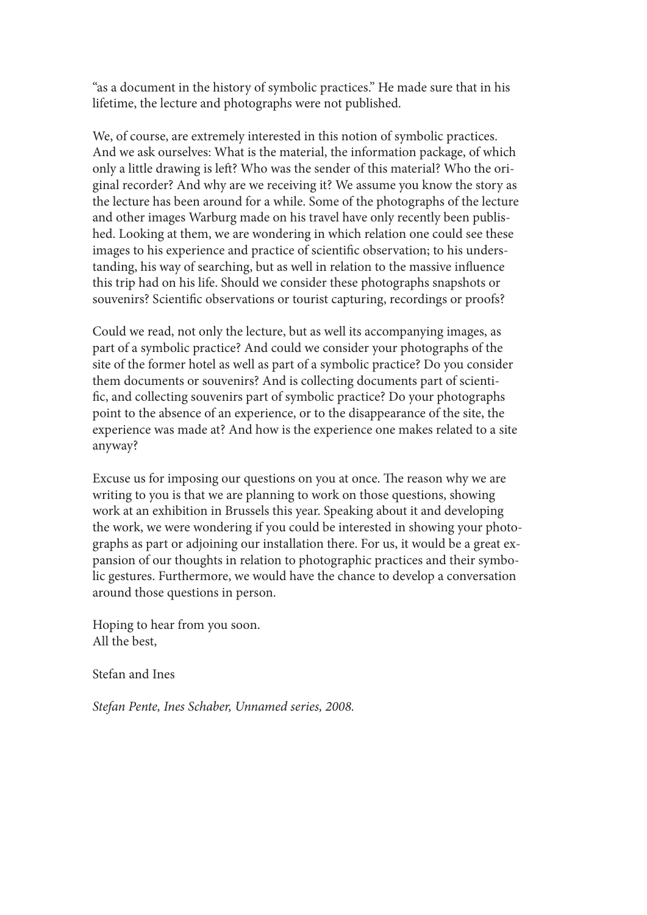"as a document in the history of symbolic practices." He made sure that in his lifetime, the lecture and photographs were not published.

We, of course, are extremely interested in this notion of symbolic practices. And we ask ourselves: What is the material, the information package, of which only a little drawing is left? Who was the sender of this material? Who the original recorder? And why are we receiving it? We assume you know the story as the lecture has been around for a while. Some of the photographs of the lecture and other images Warburg made on his travel have only recently been published. Looking at them, we are wondering in which relation one could see these images to his experience and practice of scientific observation; to his understanding, his way of searching, but as well in relation to the massive influence this trip had on his life. Should we consider these photographs snapshots or souvenirs? Scientific observations or tourist capturing, recordings or proofs?

Could we read, not only the lecture, but as well its accompanying images, as part of a symbolic practice? And could we consider your photographs of the site of the former hotel as well as part of a symbolic practice? Do you consider them documents or souvenirs? And is collecting documents part of scientific, and collecting souvenirs part of symbolic practice? Do your photographs point to the absence of an experience, or to the disappearance of the site, the experience was made at? And how is the experience one makes related to a site anyway?

Excuse us for imposing our questions on you at once. The reason why we are writing to you is that we are planning to work on those questions, showing work at an exhibition in Brussels this year. Speaking about it and developing the work, we were wondering if you could be interested in showing your photographs as part or adjoining our installation there. For us, it would be a great expansion of our thoughts in relation to photographic practices and their symbolic gestures. Furthermore, we would have the chance to develop a conversation around those questions in person.

Hoping to hear from you soon.
All the best,

Stefan and Ines

*Stefan Pente, Ines Schaber, Unnamed series, 2008.*